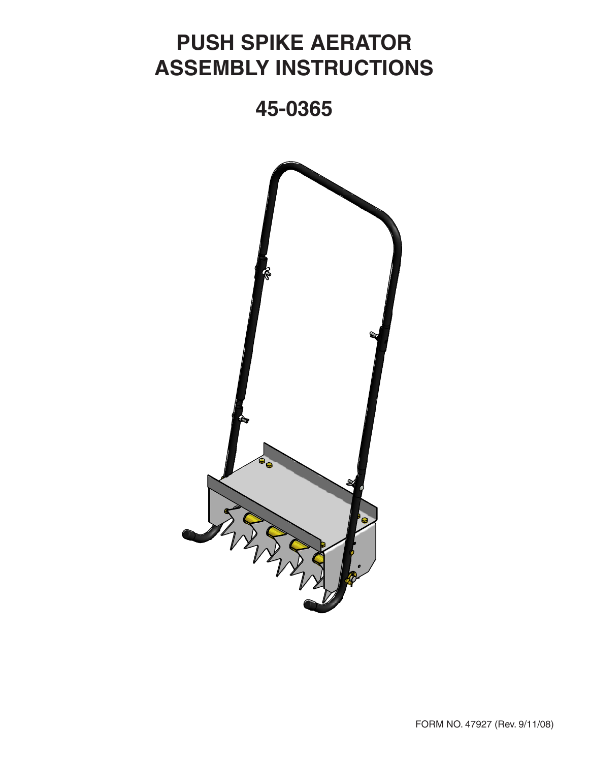# PUSH SPIKE AERATOR ASSEMBLY INSTRUCTIONS

## 45-0365

FORM NO. 47927 (Rev. 9/11/08)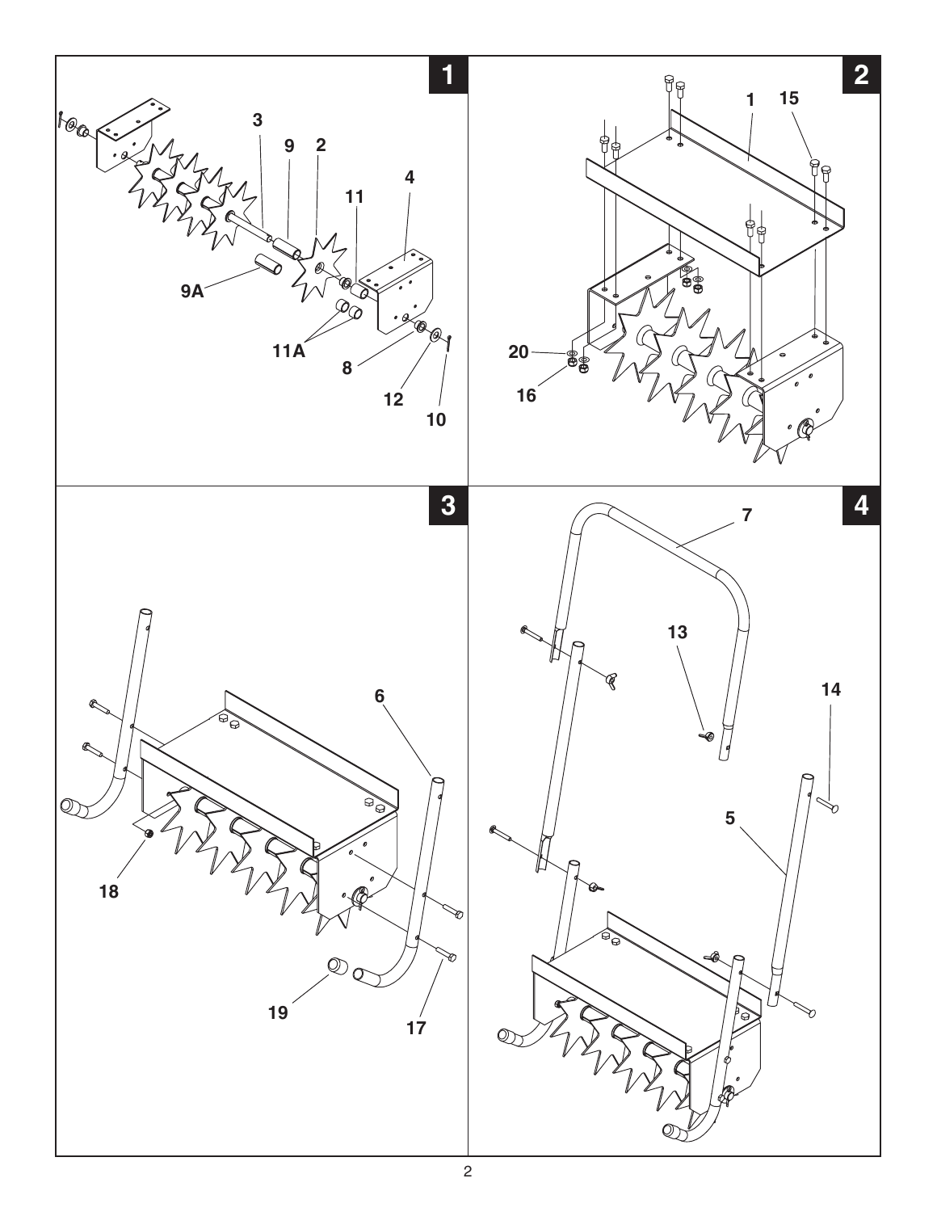1

3 9 2 11 4

9A

11A 8 12 10

2

1 15

20

16

3

6

18

19 17

4

7

13

14

5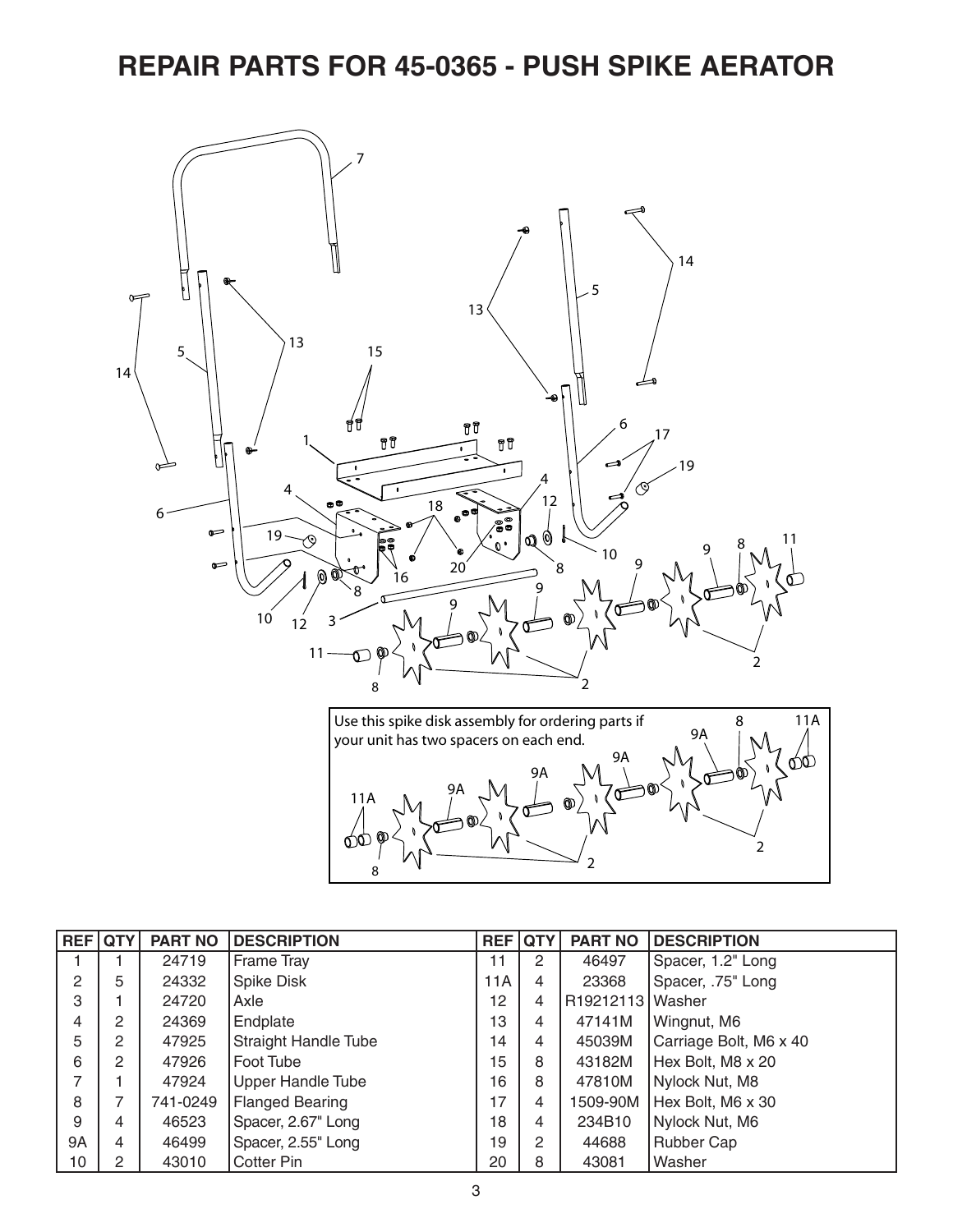# REPAIR PARTS FOR 45-0365 - PUSH SPIKE AERATOR

Use this spike disk assembly for ordering parts if your unit has two spacers on each end.

| REF | QTY | PART NO | DESCRIPTION | REF | QTY | PART NO | DESCRIPTION |
|---|---|---|---|---|---|---|---|
| 1 | 1 | 24719 | Frame Tray | 11 | 2 | 46497 | Spacer, 1.2" Long |
| 2 | 5 | 24332 | Spike Disk | 11A | 4 | 23368 | Spacer, .75" Long |
| 3 | 1 | 24720 | Axle | 12 | 4 | R19212113 | Washer |
| 4 | 2 | 24369 | Endplate | 13 | 4 | 47141M | Wingnut, M6 |
| 5 | 2 | 47925 | Straight Handle Tube | 14 | 4 | 45039M | Carriage Bolt, M6 x 40 |
| 6 | 2 | 47926 | Foot Tube | 15 | 8 | 43182M | Hex Bolt, M8 x 20 |
| 7 | 1 | 47924 | Upper Handle Tube | 16 | 8 | 47810M | Nylock Nut, M8 |
| 8 | 7 | 741-0249 | Flanged Bearing | 17 | 4 | 1509-90M | Hex Bolt, M6 x 30 |
| 9 | 4 | 46523 | Spacer, 2.67" Long | 18 | 4 | 234B10 | Nylock Nut, M6 |
| 9A | 4 | 46499 | Spacer, 2.55" Long | 19 | 2 | 44688 | Rubber Cap |
| 10 | 2 | 43010 | Cotter Pin | 20 | 8 | 43081 | Washer |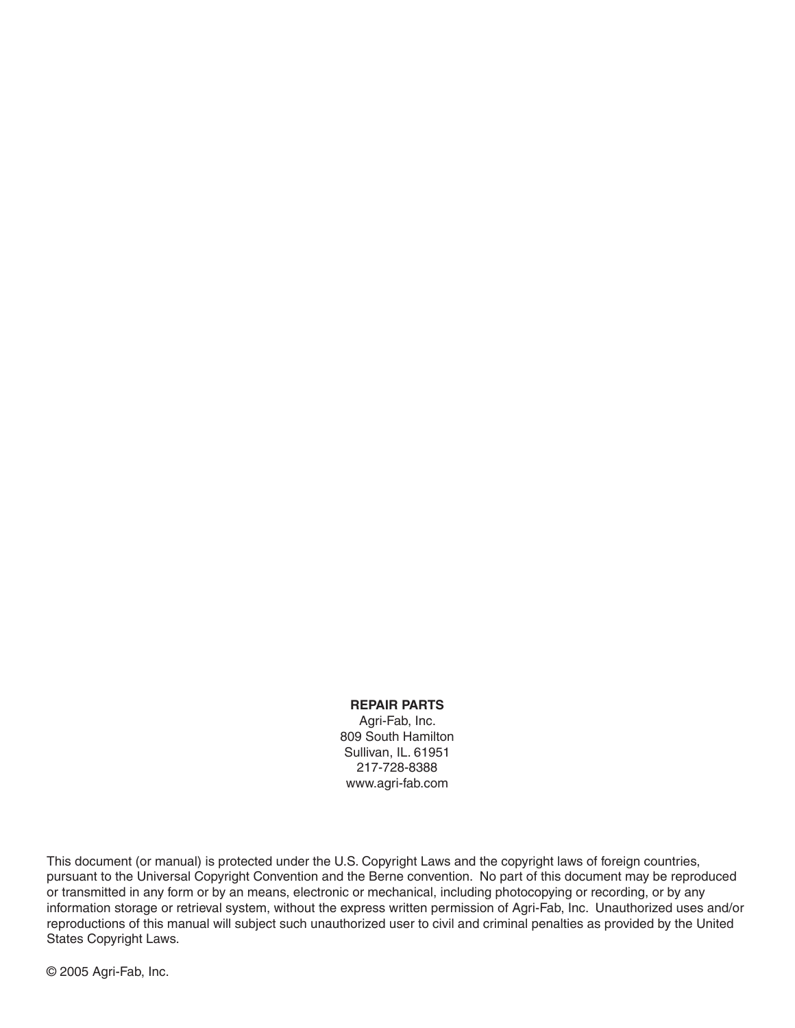**REPAIR PARTS**

Agri-Fab, Inc.
809 South Hamilton
Sullivan, IL. 61951
217-728-8388
www.agri-fab.com

This document (or manual) is protected under the U.S. Copyright Laws and the copyright laws of foreign countries, pursuant to the Universal Copyright Convention and the Berne convention. No part of this document may be reproduced or transmitted in any form or by an means, electronic or mechanical, including photocopying or recording, or by any information storage or retrieval system, without the express written permission of Agri-Fab, Inc. Unauthorized uses and/or reproductions of this manual will subject such unauthorized user to civil and criminal penalties as provided by the United States Copyright Laws.

© 2005 Agri-Fab, Inc.